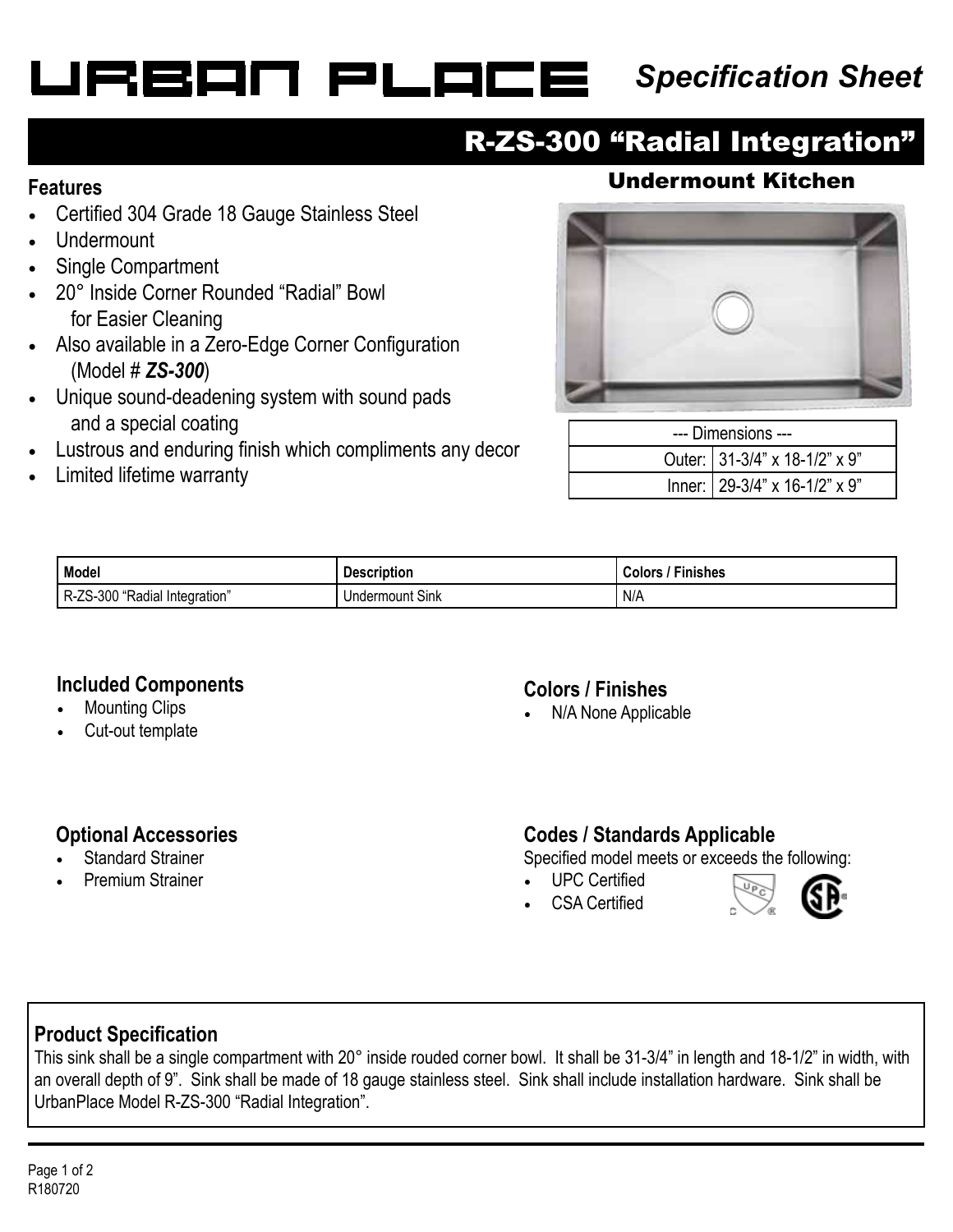# URBAN PLACE

*Specification Sheet*

## R-ZS-300 “Radial Integration”

### Undermount Kitchen

### Features

- Certified 304 Grade 18 Gauge Stainless Steel
- Undermount
- Single Compartment
- 20° Inside Corner Rounded “Radial” Bowl for Easier Cleaning
- Also available in a Zero-Edge Corner Configuration (Model # ***ZS-300***)
- Unique sound-deadening system with sound pads and a special coating
- Lustrous and enduring finish which compliments any decor
- Limited lifetime warranty

| --- Dimensions --- | |
|---|---|
| Outer: | 31-3/4” x 18-1/2” x 9” |
| Inner: | 29-3/4” x 16-1/2” x 9” |

| Model | Description | Colors / Finishes |
|---|---|---|
| R-ZS-300 “Radial Integration” | Undermount Sink | N/A |

### Included Components

- Mounting Clips
- Cut-out template

### Colors / Finishes

- N/A None Applicable

### Optional Accessories

- Standard Strainer
- Premium Strainer

### Codes / Standards Applicable

Specified model meets or exceeds the following:

- UPC Certified
- CSA Certified

### Product Specification

This sink shall be a single compartment with 20° inside rouded corner bowl. It shall be 31-3/4” in length and 18-1/2” in width, with an overall depth of 9”. Sink shall be made of 18 gauge stainless steel. Sink shall include installation hardware. Sink shall be UrbanPlace Model R-ZS-300 “Radial Integration”.

R180720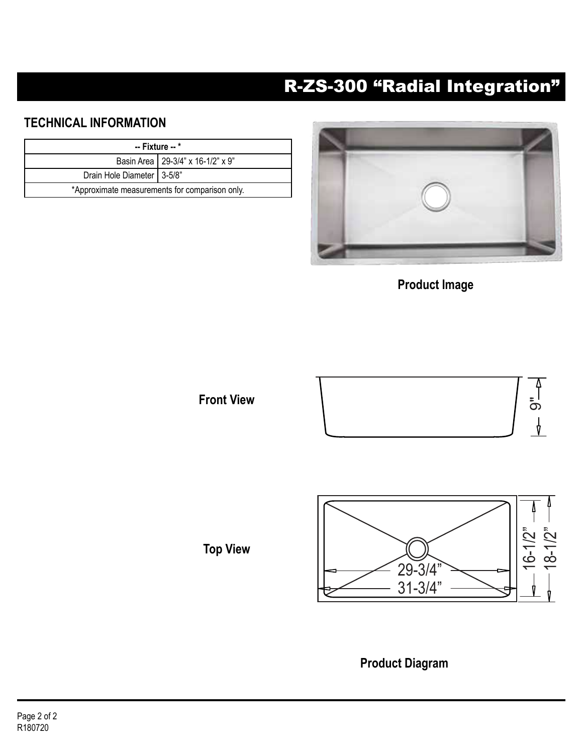# R-ZS-300 “Radial Integration”

## TECHNICAL INFORMATION

| -- Fixture -- * | |
|---|---|
| Basin Area | 29-3/4” x 16-1/2” x 9” |
| Drain Hole Diameter | 3-5/8” |
| *Approximate measurements for comparison only. | |

**Product Image**

**Front View**

9"

**Top View**

29-3/4”
31-3/4”
16-1/2”
18-1/2”

**Product Diagram**

R180720